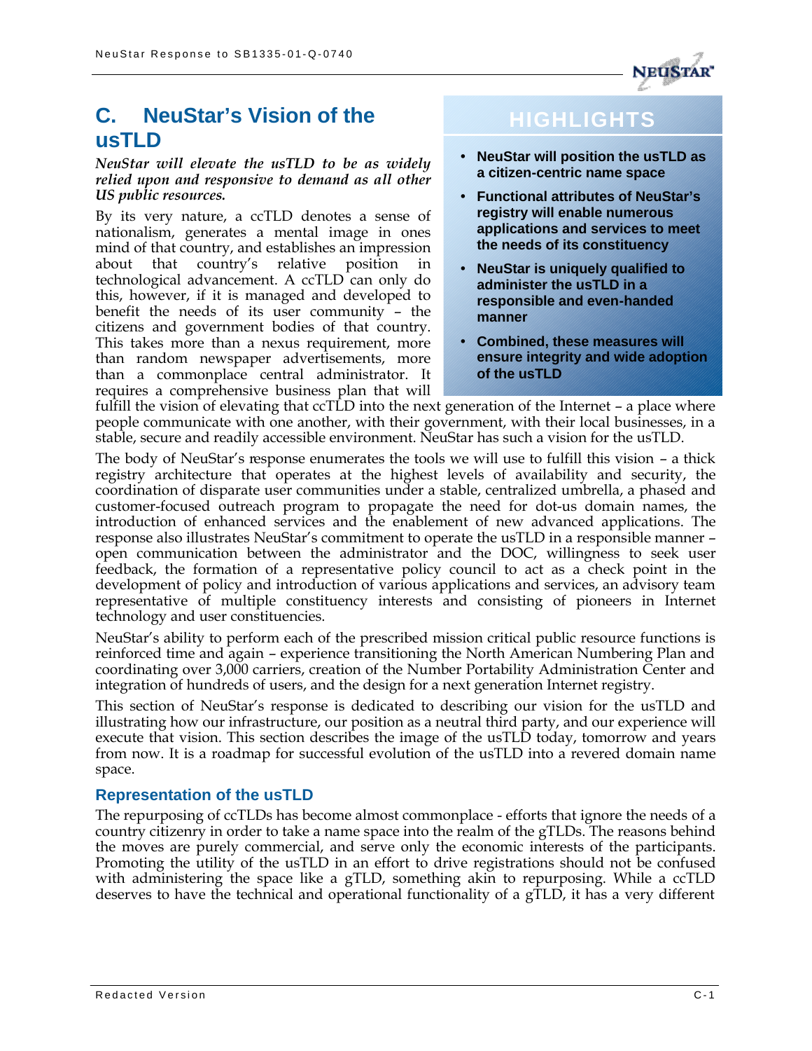## C. NeuStar's Vision of the usTLD

***NeuStar will elevate the usTLD to be as widely relied upon and responsive to demand as all other US public resources.***

> **HIGHLIGHTS**
>
> - **NeuStar will position the usTLD as a citizen-centric name space**
> - **Functional attributes of NeuStar's registry will enable numerous applications and services to meet the needs of its constituency**
> - **NeuStar is uniquely qualified to administer the usTLD in a responsible and even-handed manner**
> - **Combined, these measures will ensure integrity and wide adoption of the usTLD**

By its very nature, a ccTLD denotes a sense of nationalism, generates a mental image in ones mind of that country, and establishes an impression about that country's relative position in technological advancement. A ccTLD can only do this, however, if it is managed and developed to benefit the needs of its user community – the citizens and government bodies of that country. This takes more than a nexus requirement, more than random newspaper advertisements, more than a commonplace central administrator. It requires a comprehensive business plan that will fulfill the vision of elevating that ccTLD into the next generation of the Internet – a place where people communicate with one another, with their government, with their local businesses, in a stable, secure and readily accessible environment. NeuStar has such a vision for the usTLD.

The body of NeuStar's response enumerates the tools we will use to fulfill this vision – a thick registry architecture that operates at the highest levels of availability and security, the coordination of disparate user communities under a stable, centralized umbrella, a phased and customer-focused outreach program to propagate the need for dot-us domain names, the introduction of enhanced services and the enablement of new advanced applications. The response also illustrates NeuStar's commitment to operate the usTLD in a responsible manner – open communication between the administrator and the DOC, willingness to seek user feedback, the formation of a representative policy council to act as a check point in the development of policy and introduction of various applications and services, an advisory team representative of multiple constituency interests and consisting of pioneers in Internet technology and user constituencies.

NeuStar's ability to perform each of the prescribed mission critical public resource functions is reinforced time and again – experience transitioning the North American Numbering Plan and coordinating over 3,000 carriers, creation of the Number Portability Administration Center and integration of hundreds of users, and the design for a next generation Internet registry.

This section of NeuStar's response is dedicated to describing our vision for the usTLD and illustrating how our infrastructure, our position as a neutral third party, and our experience will execute that vision. This section describes the image of the usTLD today, tomorrow and years from now. It is a roadmap for successful evolution of the usTLD into a revered domain name space.

### Representation of the usTLD

The repurposing of ccTLDs has become almost commonplace - efforts that ignore the needs of a country citizenry in order to take a name space into the realm of the gTLDs. The reasons behind the moves are purely commercial, and serve only the economic interests of the participants. Promoting the utility of the usTLD in an effort to drive registrations should not be confused with administering the space like a gTLD, something akin to repurposing. While a ccTLD deserves to have the technical and operational functionality of a gTLD, it has a very different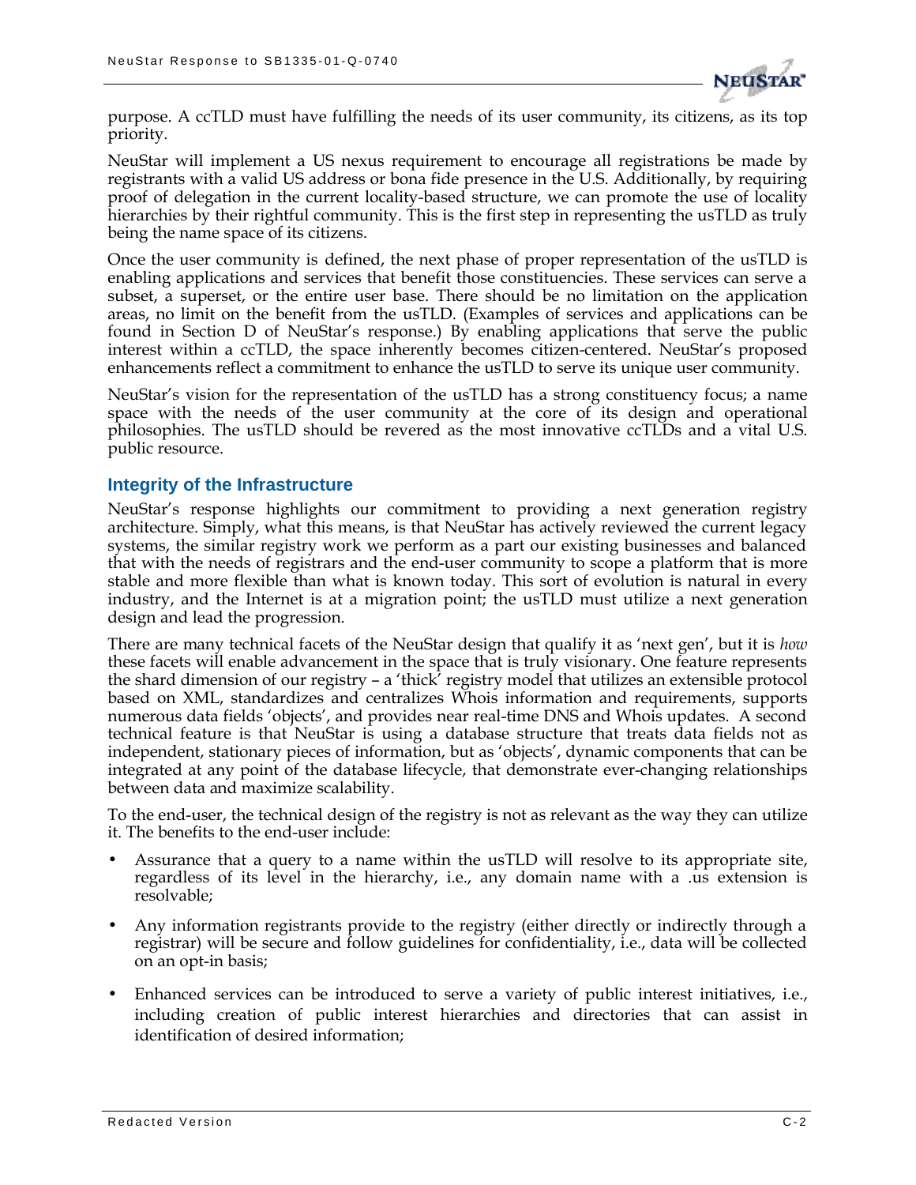purpose. A ccTLD must have fulfilling the needs of its user community, its citizens, as its top priority.

NeuStar will implement a US nexus requirement to encourage all registrations be made by registrants with a valid US address or bona fide presence in the U.S. Additionally, by requiring proof of delegation in the current locality-based structure, we can promote the use of locality hierarchies by their rightful community. This is the first step in representing the usTLD as truly being the name space of its citizens.

Once the user community is defined, the next phase of proper representation of the usTLD is enabling applications and services that benefit those constituencies. These services can serve a subset, a superset, or the entire user base. There should be no limitation on the application areas, no limit on the benefit from the usTLD. (Examples of services and applications can be found in Section D of NeuStar's response.) By enabling applications that serve the public interest within a ccTLD, the space inherently becomes citizen-centered. NeuStar's proposed enhancements reflect a commitment to enhance the usTLD to serve its unique user community.

NeuStar's vision for the representation of the usTLD has a strong constituency focus; a name space with the needs of the user community at the core of its design and operational philosophies. The usTLD should be revered as the most innovative ccTLDs and a vital U.S. public resource.

## Integrity of the Infrastructure

NeuStar's response highlights our commitment to providing a next generation registry architecture. Simply, what this means, is that NeuStar has actively reviewed the current legacy systems, the similar registry work we perform as a part our existing businesses and balanced that with the needs of registrars and the end-user community to scope a platform that is more stable and more flexible than what is known today. This sort of evolution is natural in every industry, and the Internet is at a migration point; the usTLD must utilize a next generation design and lead the progression.

There are many technical facets of the NeuStar design that qualify it as 'next gen', but it is *how* these facets will enable advancement in the space that is truly visionary. One feature represents the shard dimension of our registry – a 'thick' registry model that utilizes an extensible protocol based on XML, standardizes and centralizes Whois information and requirements, supports numerous data fields 'objects', and provides near real-time DNS and Whois updates. A second technical feature is that NeuStar is using a database structure that treats data fields not as independent, stationary pieces of information, but as 'objects', dynamic components that can be integrated at any point of the database lifecycle, that demonstrate ever-changing relationships between data and maximize scalability.

To the end-user, the technical design of the registry is not as relevant as the way they can utilize it. The benefits to the end-user include:

- Assurance that a query to a name within the usTLD will resolve to its appropriate site, regardless of its level in the hierarchy, i.e., any domain name with a .us extension is resolvable;
- Any information registrants provide to the registry (either directly or indirectly through a registrar) will be secure and follow guidelines for confidentiality, i.e., data will be collected on an opt-in basis;
- Enhanced services can be introduced to serve a variety of public interest initiatives, i.e., including creation of public interest hierarchies and directories that can assist in identification of desired information;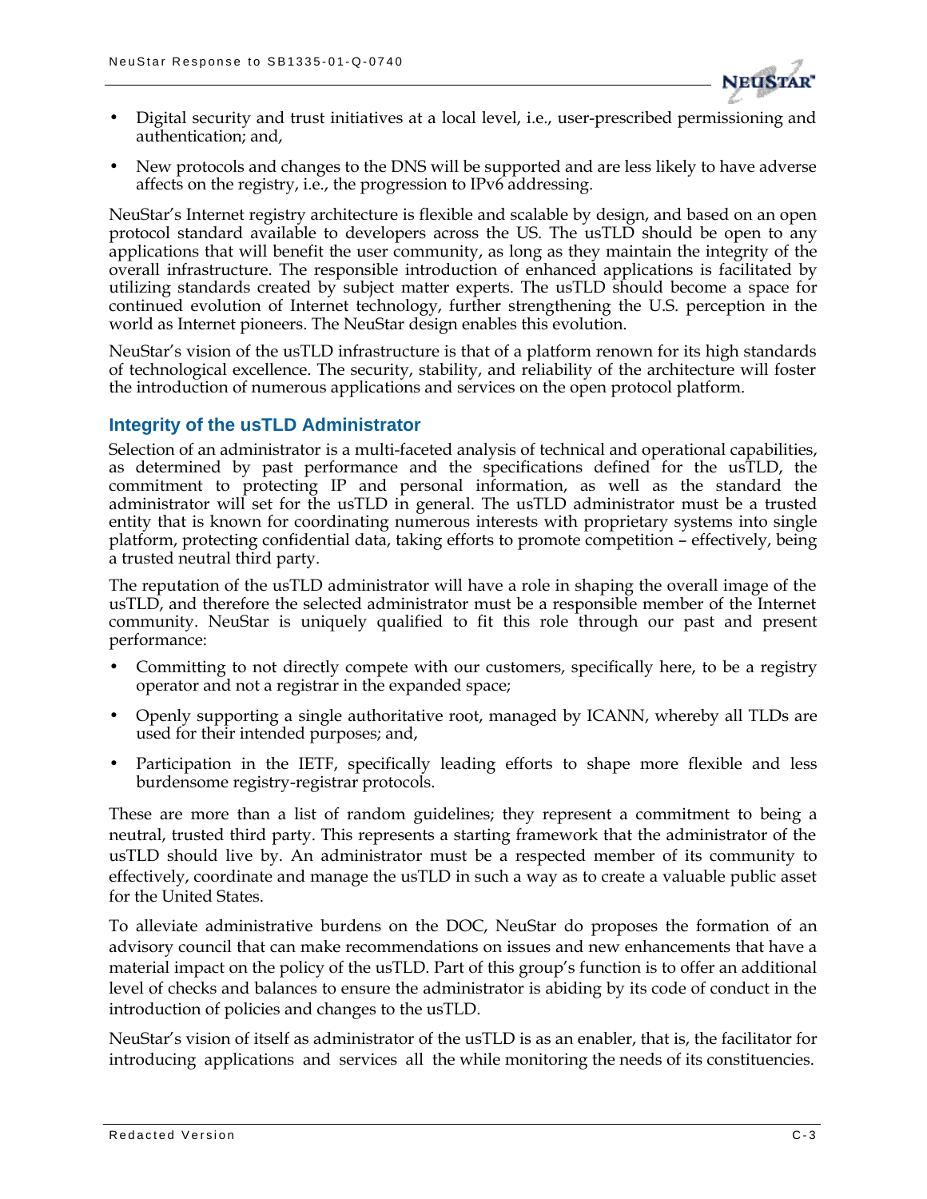- Digital security and trust initiatives at a local level, i.e., user-prescribed permissioning and authentication; and,
- New protocols and changes to the DNS will be supported and are less likely to have adverse affects on the registry, i.e., the progression to IPv6 addressing.

NeuStar's Internet registry architecture is flexible and scalable by design, and based on an open protocol standard available to developers across the US. The usTLD should be open to any applications that will benefit the user community, as long as they maintain the integrity of the overall infrastructure. The responsible introduction of enhanced applications is facilitated by utilizing standards created by subject matter experts. The usTLD should become a space for continued evolution of Internet technology, further strengthening the U.S. perception in the world as Internet pioneers. The NeuStar design enables this evolution.

NeuStar's vision of the usTLD infrastructure is that of a platform renown for its high standards of technological excellence. The security, stability, and reliability of the architecture will foster the introduction of numerous applications and services on the open protocol platform.

### Integrity of the usTLD Administrator

Selection of an administrator is a multi-faceted analysis of technical and operational capabilities, as determined by past performance and the specifications defined for the usTLD, the commitment to protecting IP and personal information, as well as the standard the administrator will set for the usTLD in general. The usTLD administrator must be a trusted entity that is known for coordinating numerous interests with proprietary systems into single platform, protecting confidential data, taking efforts to promote competition – effectively, being a trusted neutral third party.

The reputation of the usTLD administrator will have a role in shaping the overall image of the usTLD, and therefore the selected administrator must be a responsible member of the Internet community. NeuStar is uniquely qualified to fit this role through our past and present performance:

- Committing to not directly compete with our customers, specifically here, to be a registry operator and not a registrar in the expanded space;
- Openly supporting a single authoritative root, managed by ICANN, whereby all TLDs are used for their intended purposes; and,
- Participation in the IETF, specifically leading efforts to shape more flexible and less burdensome registry-registrar protocols.

These are more than a list of random guidelines; they represent a commitment to being a neutral, trusted third party. This represents a starting framework that the administrator of the usTLD should live by. An administrator must be a respected member of its community to effectively, coordinate and manage the usTLD in such a way as to create a valuable public asset for the United States.

To alleviate administrative burdens on the DOC, NeuStar do proposes the formation of an advisory council that can make recommendations on issues and new enhancements that have a material impact on the policy of the usTLD. Part of this group's function is to offer an additional level of checks and balances to ensure the administrator is abiding by its code of conduct in the introduction of policies and changes to the usTLD.

NeuStar's vision of itself as administrator of the usTLD is as an enabler, that is, the facilitator for introducing applications and services all the while monitoring the needs of its constituencies.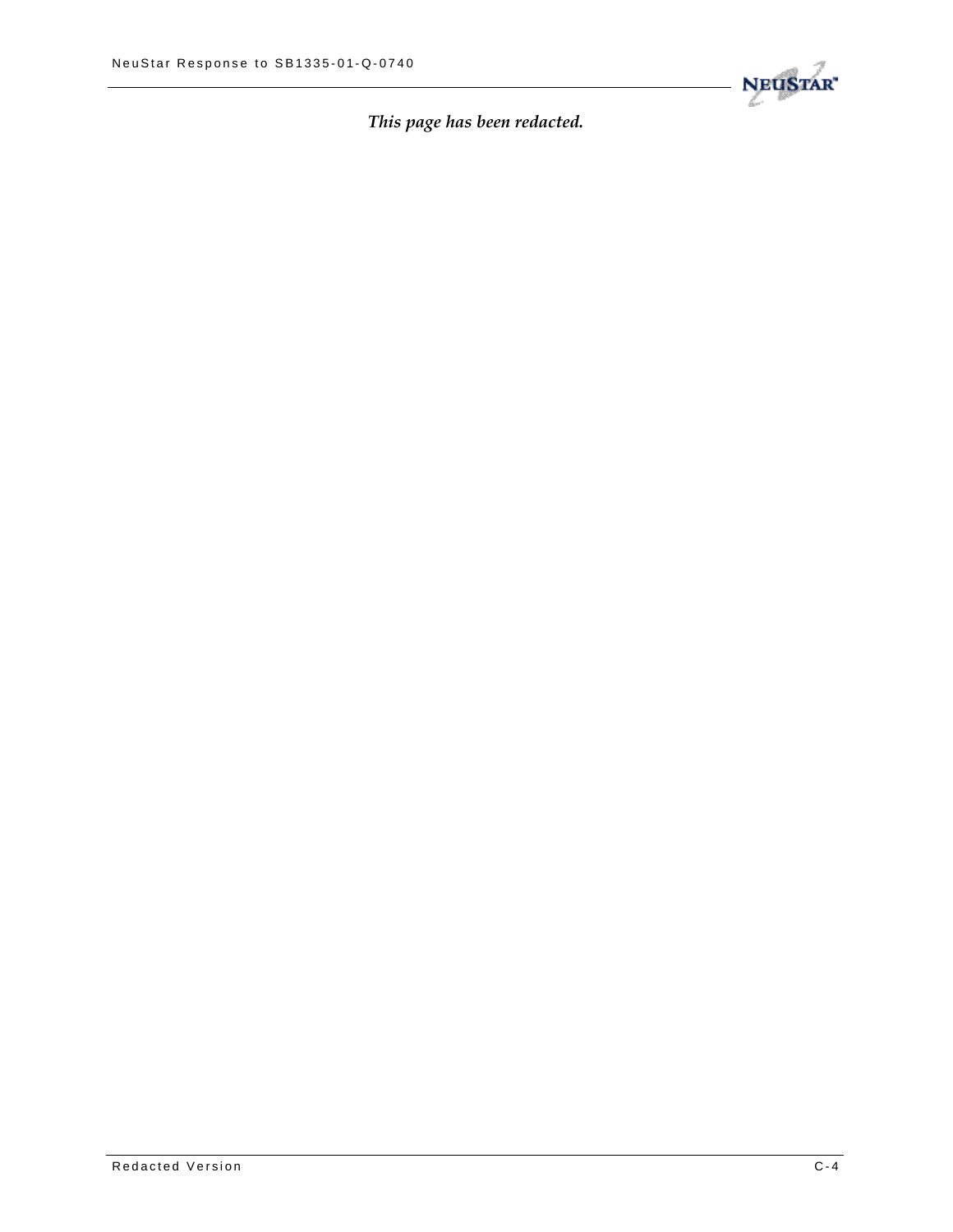*This page has been redacted.*